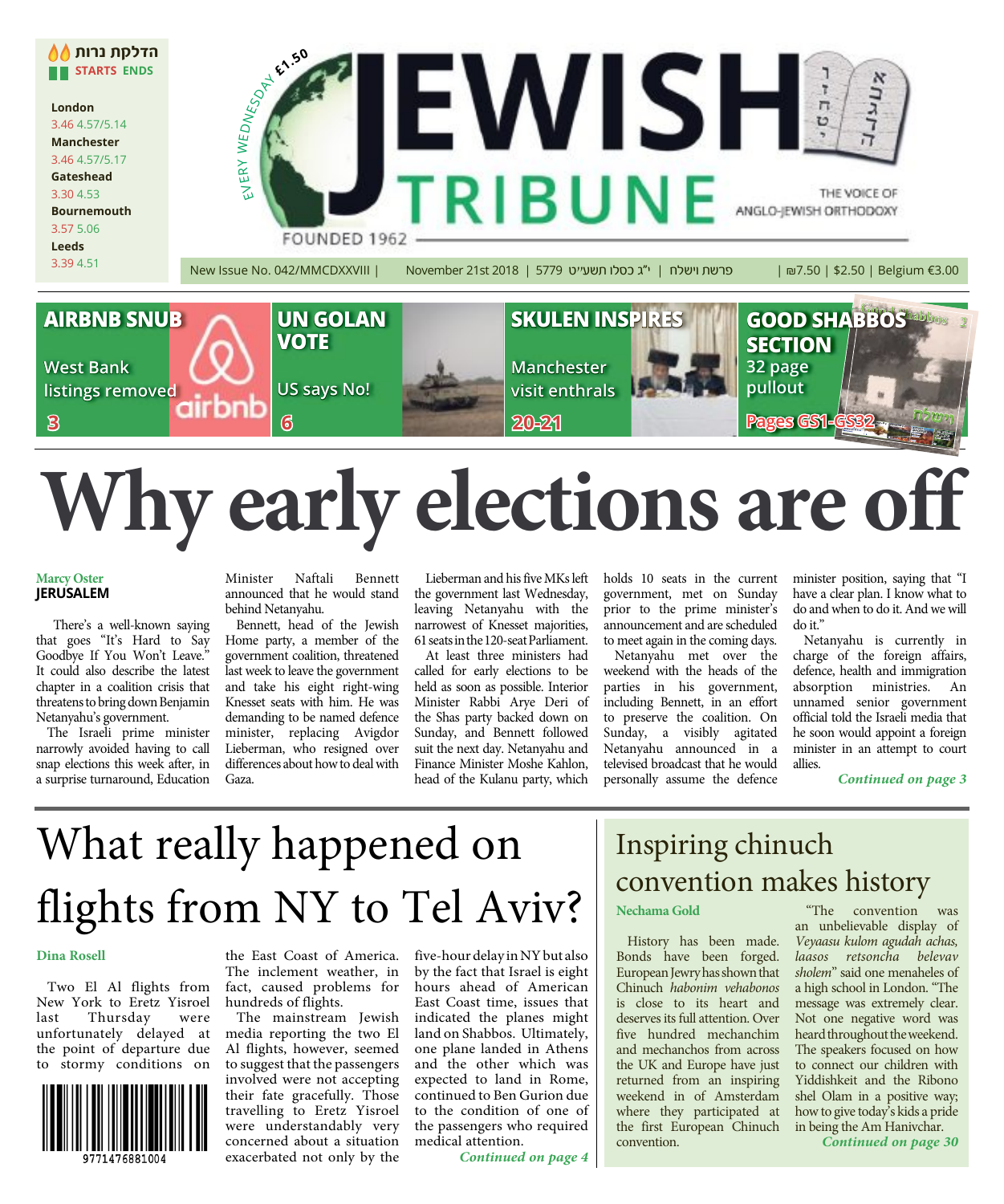הדלקת נרות

STARTS ENDS

**London**
3.46 4.57/5.14

**Manchester**
3.46 4.57/5.17

**Gateshead**
3.30 4.53

**Bournemouth**
3.57 5.06

**Leeds**
3.39 4.51

EVERY WEDNESDAY £1.50

# JEWISH TRIBUNE

FOUNDED 1962

THE VOICE OF ANGLO-JEWISH ORTHODOXY

New Issue No. 042/MMCDXXVIII | November 21st 2018 | 5779 י"ג כסלו תשע"ט | פרשת וישלח | ₪7.50 | $2.50 | Belgium €3.00

**AIRBNB SNUB** West Bank listings removed 3

**UN GOLAN VOTE** US says No! 6

**SKULEN INSPIRES** Manchester visit enthrals 20-21

**GOOD SHABBOS SECTION** 32 page pullout Pages GS1-GS32

# Why early elections are off

**Marcy Oster**
**JERUSALEM**

There's a well-known saying that goes "It's Hard to Say Goodbye If You Won't Leave." It could also describe the latest chapter in a coalition crisis that threatens to bring down Benjamin Netanyahu's government.

The Israeli prime minister narrowly avoided having to call snap elections this week after, in a surprise turnaround, Education Minister Naftali Bennett announced that he would stand behind Netanyahu.

Bennett, head of the Jewish Home party, a member of the government coalition, threatened last week to leave the government and take his eight right-wing Knesset seats with him. He was demanding to be named defence minister, replacing Avigdor Lieberman, who resigned over differences about how to deal with Gaza.

Lieberman and his five MKs left the government last Wednesday, leaving Netanyahu with the narrowest of Knesset majorities, 61 seats in the 120-seat Parliament.

At least three ministers had called for early elections to be held as soon as possible. Interior Minister Rabbi Arye Deri of the Shas party backed down on Sunday, and Bennett followed suit the next day. Netanyahu and Finance Minister Moshe Kahlon, head of the Kulanu party, which holds 10 seats in the current government, met on Sunday prior to the prime minister's announcement and are scheduled to meet again in the coming days.

Netanyahu met over the weekend with the heads of the parties in his government, including Bennett, in an effort to preserve the coalition. On Sunday, a visibly agitated Netanyahu announced in a televised broadcast that he would personally assume the defence minister position, saying that "I have a clear plan. I know what to do and when to do it. And we will do it."

Netanyahu is currently in charge of the foreign affairs, defence, health and immigration absorption ministries. An unnamed senior government official told the Israeli media that he soon would appoint a foreign minister in an attempt to court allies.

*Continued on page 3*

# What really happened on flights from NY to Tel Aviv?

**Dina Rosell**

Two El Al flights from New York to Eretz Yisroel last Thursday were unfortunately delayed at the point of departure due to stormy conditions on the East Coast of America. The inclement weather, in fact, caused problems for hundreds of flights.

The mainstream Jewish media reporting the two El Al flights, however, seemed to suggest that the passengers involved were not accepting their fate gracefully. Those travelling to Eretz Yisroel were understandably very concerned about a situation exacerbated not only by the five-hour delay in NY but also by the fact that Israel is eight hours ahead of American East Coast time, issues that indicated the planes might land on Shabbos. Ultimately, one plane landed in Athens and the other which was expected to land in Rome, continued to Ben Gurion due to the condition of one of the passengers who required medical attention.

*Continued on page 4*

9771476881004

# Inspiring chinuch convention makes history

**Nechama Gold**

History has been made. Bonds have been forged. European Jewry has shown that Chinuch *habonim vehabonos* is close to its heart and deserves its full attention. Over five hundred mechanchim and mechanchos from across the UK and Europe have just returned from an inspiring weekend in of Amsterdam where they participated at the first European Chinuch convention.

"The convention was an unbelievable display of *Veyaasu kulom agudah achas, laasos retsoncha belevav sholem*" said one menaheles of a high school in London. "The message was extremely clear. Not one negative word was heard throughout the weekend. The speakers focused on how to connect our children with Yiddishkeit and the Ribono shel Olam in a positive way; how to give today's kids a pride in being the Am Hanivchar.

*Continued on page 30*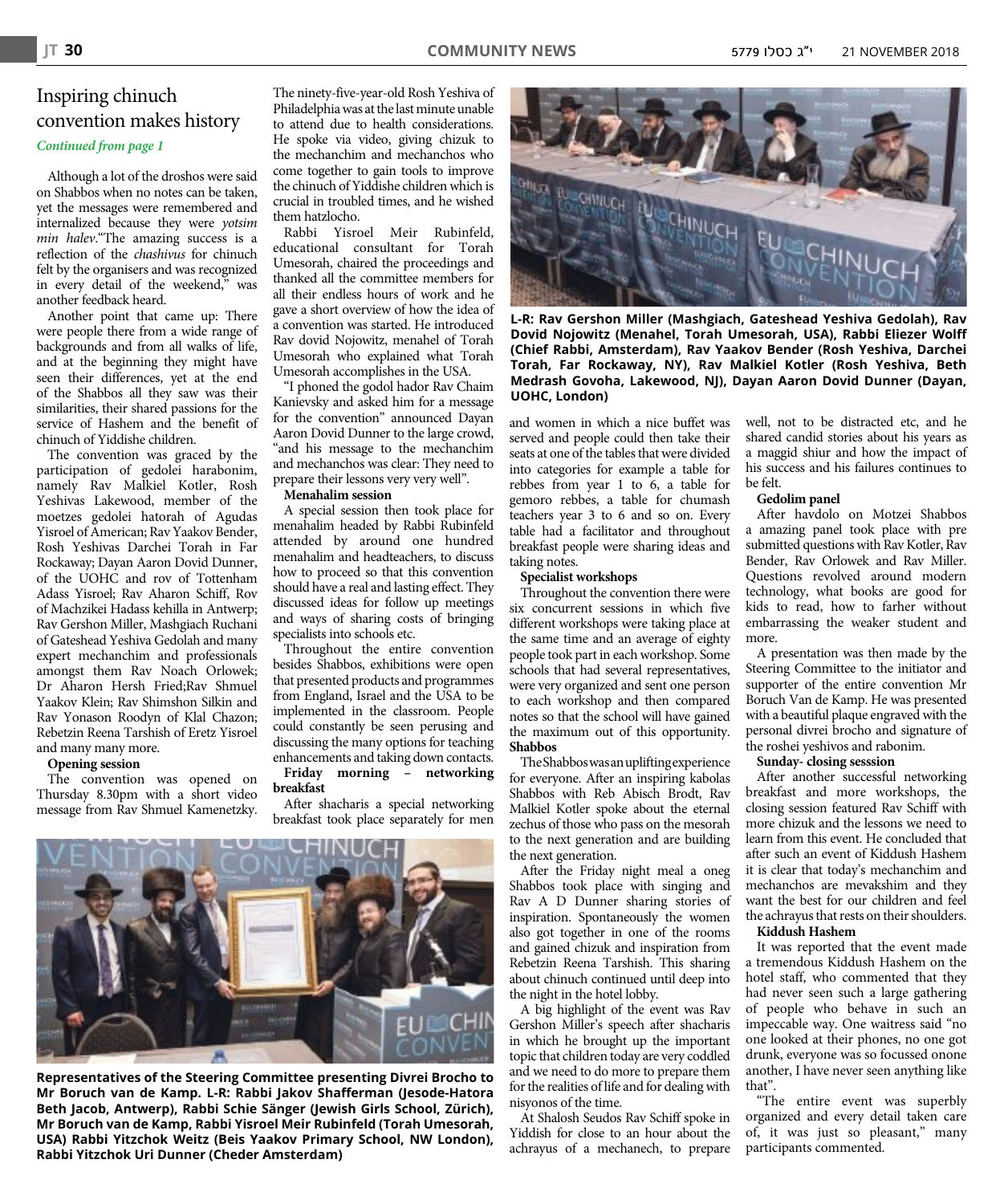# Inspiring chinuch convention makes history

*Continued from page 1*

Although a lot of the droshos were said on Shabbos when no notes can be taken, yet the messages were remembered and internalized because they were *yotsim min halev*."The amazing success is a reflection of the *chashivus* for chinuch felt by the organisers and was recognized in every detail of the weekend," was another feedback heard.

Another point that came up: There were people there from a wide range of backgrounds and from all walks of life, and at the beginning they might have seen their differences, yet at the end of the Shabbos all they saw was their similarities, their shared passions for the service of Hashem and the benefit of chinuch of Yiddishe children.

The convention was graced by the participation of gedolei harabonim, namely Rav Malkiel Kotler, Rosh Yeshivas Lakewood, member of the moetzes gedolei hatorah of Agudas Yisroel of American; Rav Yaakov Bender, Rosh Yeshivas Darchei Torah in Far Rockaway; Dayan Aaron Dovid Dunner, of the UOHC and rov of Tottenham Adass Yisroel; Rav Aharon Schiff, Rov of Machzikei Hadass kehilla in Antwerp; Rav Gershon Miller, Mashgiach Ruchani of Gateshead Yeshiva Gedolah and many expert mechanchim and professionals amongst them Rav Noach Orlowek; Dr Aharon Hersh Fried;Rav Shmuel Yaakov Klein; Rav Shimshon Silkin and Rav Yonason Roodyn of Klal Chazon; Rebetzin Reena Tarshish of Eretz Yisroel and many many more.

**Opening session**

The convention was opened on Thursday 8.30pm with a short video message from Rav Shmuel Kamenetzky. The ninety-five-year-old Rosh Yeshiva of Philadelphia was at the last minute unable to attend due to health considerations. He spoke via video, giving chizuk to the mechanchim and mechanchos who come together to gain tools to improve the chinuch of Yiddishe children which is crucial in troubled times, and he wished them hatzlocho.

Rabbi Yisroel Meir Rubinfeld, educational consultant for Torah Umesorah, chaired the proceedings and thanked all the committee members for all their endless hours of work and he gave a short overview of how the idea of a convention was started. He introduced Rav dovid Nojowitz, menahel of Torah Umesorah who explained what Torah Umesorah accomplishes in the USA.

"I phoned the godol hador Rav Chaim Kanievsky and asked him for a message for the convention" announced Dayan Aaron Dovid Dunner to the large crowd, "and his message to the mechanchim and mechanchos was clear: They need to prepare their lessons very very well".

**Menahalim session**

A special session then took place for menahalim headed by Rabbi Rubinfeld attended by around one hundred menahalim and headteachers, to discuss how to proceed so that this convention should have a real and lasting effect. They discussed ideas for follow up meetings and ways of sharing costs of bringing specialists into schools etc.

Throughout the entire convention besides Shabbos, exhibitions were open that presented products and programmes from England, Israel and the USA to be implemented in the classroom. People could constantly be seen perusing and discussing the many options for teaching enhancements and taking down contacts.

**Friday morning – networking breakfast**

After shacharis a special networking breakfast took place separately for men and women in which a nice buffet was served and people could then take their seats at one of the tables that were divided into categories for example a table for rebbes from year 1 to 6, a table for gemoro rebbes, a table for chumash teachers year 3 to 6 and so on. Every table had a facilitator and throughout breakfast people were sharing ideas and taking notes.

Representatives of the Steering Committee presenting Divrei Brocho to Mr Boruch van de Kamp. L-R: Rabbi Jakov Shafferman (Jesode-Hatora Beth Jacob, Antwerp), Rabbi Schie Sänger (Jewish Girls School, Zürich), Mr Boruch van de Kamp, Rabbi Yisroel Meir Rubinfeld (Torah Umesorah, USA) Rabbi Yitzchok Weitz (Beis Yaakov Primary School, NW London), Rabbi Yitzchok Uri Dunner (Cheder Amsterdam)

L-R: Rav Gershon Miller (Mashgiach, Gateshead Yeshiva Gedolah), Rav Dovid Nojowitz (Menahel, Torah Umesorah, USA), Rabbi Eliezer Wolff (Chief Rabbi, Amsterdam), Rav Yaakov Bender (Rosh Yeshiva, Darchei Torah, Far Rockaway, NY), Rav Malkiel Kotler (Rosh Yeshiva, Beth Medrash Govoha, Lakewood, NJ), Dayan Aaron Dovid Dunner (Dayan, UOHC, London)

**Specialist workshops**

Throughout the convention there were six concurrent sessions in which five different workshops were taking place at the same time and an average of eighty people took part in each workshop. Some schools that had several representatives, were very organized and sent one person to each workshop and then compared notes so that the school will have gained the maximum out of this opportunity.

**Shabbos**

The Shabbos was an uplifting experience for everyone. After an inspiring kabolas Shabbos with Reb Abisch Brodt, Rav Malkiel Kotler spoke about the eternal zechus of those who pass on the mesorah to the next generation and are building the next generation.

After the Friday night meal a oneg Shabbos took place with singing and Rav A D Dunner sharing stories of inspiration. Spontaneously the women also got together in one of the rooms and gained chizuk and inspiration from Rebetzin Reena Tarshish. This sharing about chinuch continued until deep into the night in the hotel lobby.

A big highlight of the event was Rav Gershon Miller's speech after shacharis in which he brought up the important topic that children today are very coddled and we need to do more to prepare them for the realities of life and for dealing with nisyonos of the time.

At Shalosh Seudos Rav Schiff spoke in Yiddish for close to an hour about the achrayus of a mechanech, to prepare well, not to be distracted etc, and he shared candid stories about his years as a maggid shiur and how the impact of his success and his failures continues to be felt.

**Gedolim panel**

After havdolo on Motzei Shabbos a amazing panel took place with pre submitted questions with Rav Kotler, Rav Bender, Rav Orlowek and Rav Miller. Questions revolved around modern technology, what books are good for kids to read, how to farher without embarrassing the weaker student and more.

A presentation was then made by the Steering Committee to the initiator and supporter of the entire convention Mr Boruch Van de Kamp. He was presented with a beautiful plaque engraved with the personal divrei brocho and signature of the roshei yeshivos and rabonim.

**Sunday- closing sesssion**

After another successful networking breakfast and more workshops, the closing session featured Rav Schiff with more chizuk and the lessons we need to learn from this event. He concluded that after such an event of Kiddush Hashem it is clear that today's mechanchim and mechanchos are mevakshim and they want the best for our children and feel the achrayus that rests on their shoulders.

**Kiddush Hashem**

It was reported that the event made a tremendous Kiddush Hashem on the hotel staff, who commented that they had never seen such a large gathering of people who behave in such an impeccable way. One waitress said "no one looked at their phones, no one got drunk, everyone was so focussed onone another, I have never seen anything like that".

"The entire event was superbly organized and every detail taken care of, it was just so pleasant," many participants commented.